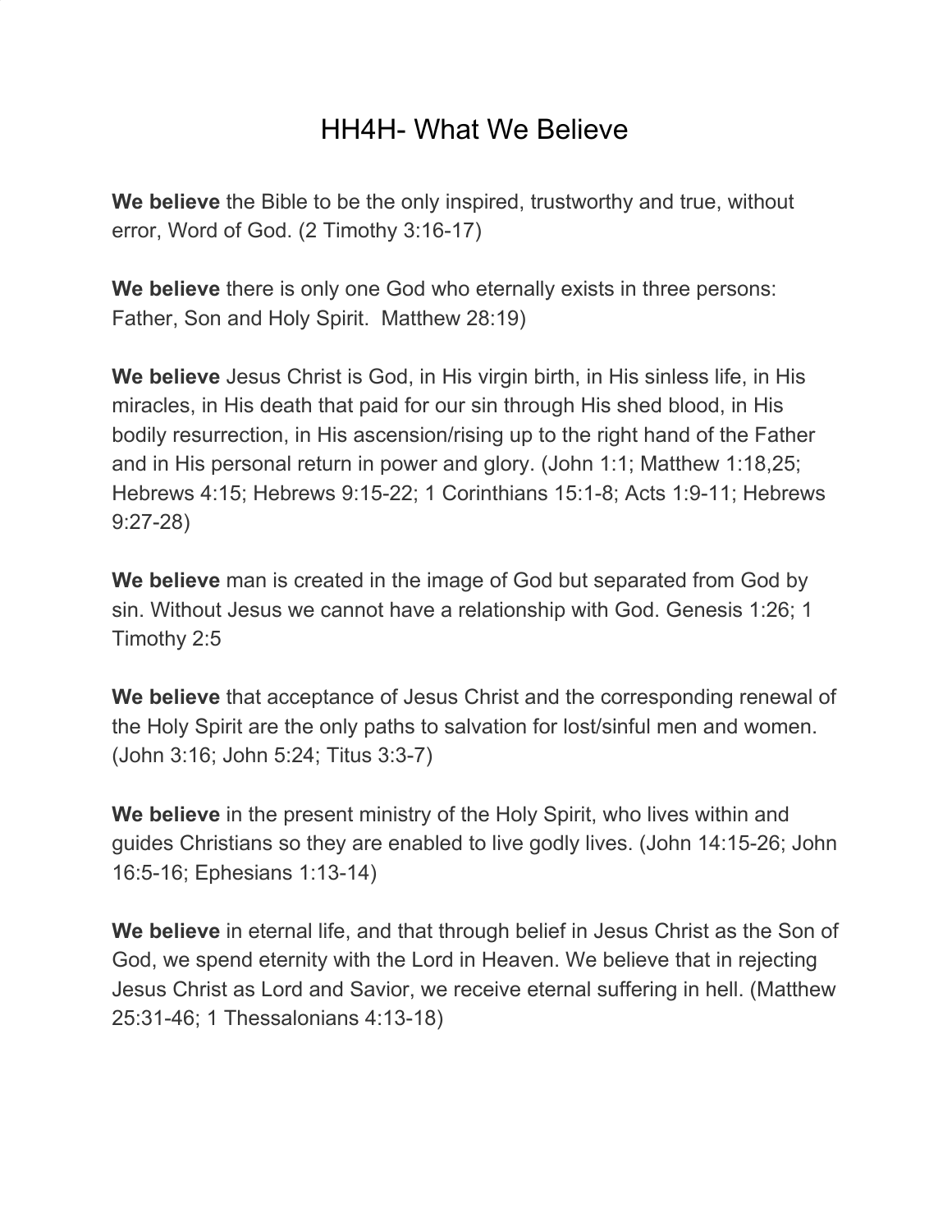# HH4H- What We Believe

**We believe** the Bible to be the only inspired, trustworthy and true, without error, Word of God. (2 Timothy 3:16-17)

**We believe** there is only one God who eternally exists in three persons: Father, Son and Holy Spirit.  Matthew 28:19)

**We believe** Jesus Christ is God, in His virgin birth, in His sinless life, in His miracles, in His death that paid for our sin through His shed blood, in His bodily resurrection, in His ascension/rising up to the right hand of the Father and in His personal return in power and glory. (John 1:1; Matthew 1:18,25; Hebrews 4:15; Hebrews 9:15-22; 1 Corinthians 15:1-8; Acts 1:9-11; Hebrews 9:27-28)

**We believe** man is created in the image of God but separated from God by sin. Without Jesus we cannot have a relationship with God. Genesis 1:26; 1 Timothy 2:5

**We believe** that acceptance of Jesus Christ and the corresponding renewal of the Holy Spirit are the only paths to salvation for lost/sinful men and women. (John 3:16; John 5:24; Titus 3:3-7)

**We believe** in the present ministry of the Holy Spirit, who lives within and guides Christians so they are enabled to live godly lives. (John 14:15-26; John 16:5-16; Ephesians 1:13-14)

**We believe** in eternal life, and that through belief in Jesus Christ as the Son of God, we spend eternity with the Lord in Heaven. We believe that in rejecting Jesus Christ as Lord and Savior, we receive eternal suffering in hell. (Matthew 25:31-46; 1 Thessalonians 4:13-18)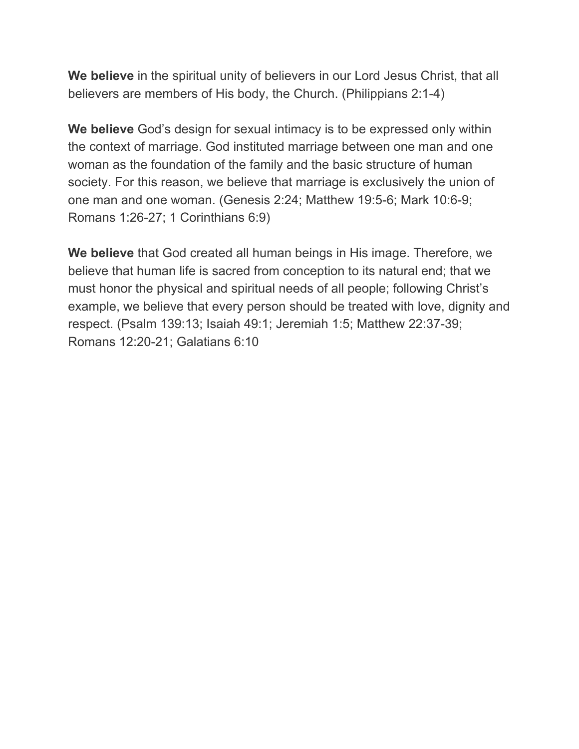**We believe** in the spiritual unity of believers in our Lord Jesus Christ, that all believers are members of His body, the Church. (Philippians 2:1-4)

**We believe** God's design for sexual intimacy is to be expressed only within the context of marriage. God instituted marriage between one man and one woman as the foundation of the family and the basic structure of human society. For this reason, we believe that marriage is exclusively the union of one man and one woman. (Genesis 2:24; Matthew 19:5-6; Mark 10:6-9; Romans 1:26-27; 1 Corinthians 6:9)

**We believe** that God created all human beings in His image. Therefore, we believe that human life is sacred from conception to its natural end; that we must honor the physical and spiritual needs of all people; following Christ's example, we believe that every person should be treated with love, dignity and respect. (Psalm 139:13; Isaiah 49:1; Jeremiah 1:5; Matthew 22:37-39; Romans 12:20-21; Galatians 6:10